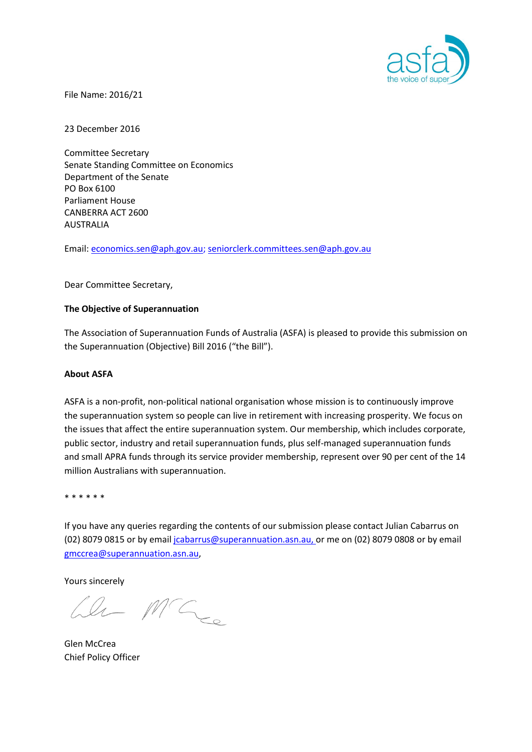File Name: 2016/21

23 December 2016

Committee Secretary
Senate Standing Committee on Economics
Department of the Senate
PO Box 6100
Parliament House
CANBERRA ACT 2600
AUSTRALIA

Email: economics.sen@aph.gov.au; seniorclerk.committees.sen@aph.gov.au

Dear Committee Secretary,

**The Objective of Superannuation**

The Association of Superannuation Funds of Australia (ASFA) is pleased to provide this submission on the Superannuation (Objective) Bill 2016 ("the Bill").

**About ASFA**

ASFA is a non-profit, non-political national organisation whose mission is to continuously improve the superannuation system so people can live in retirement with increasing prosperity. We focus on the issues that affect the entire superannuation system. Our membership, which includes corporate, public sector, industry and retail superannuation funds, plus self-managed superannuation funds and small APRA funds through its service provider membership, represent over 90 per cent of the 14 million Australians with superannuation.

* * * * * *

If you have any queries regarding the contents of our submission please contact Julian Cabarrus on (02) 8079 0815 or by email jcabarrus@superannuation.asn.au, or me on (02) 8079 0808 or by email gmccrea@superannuation.asn.au,

Yours sincerely

Glen McCrea
Chief Policy Officer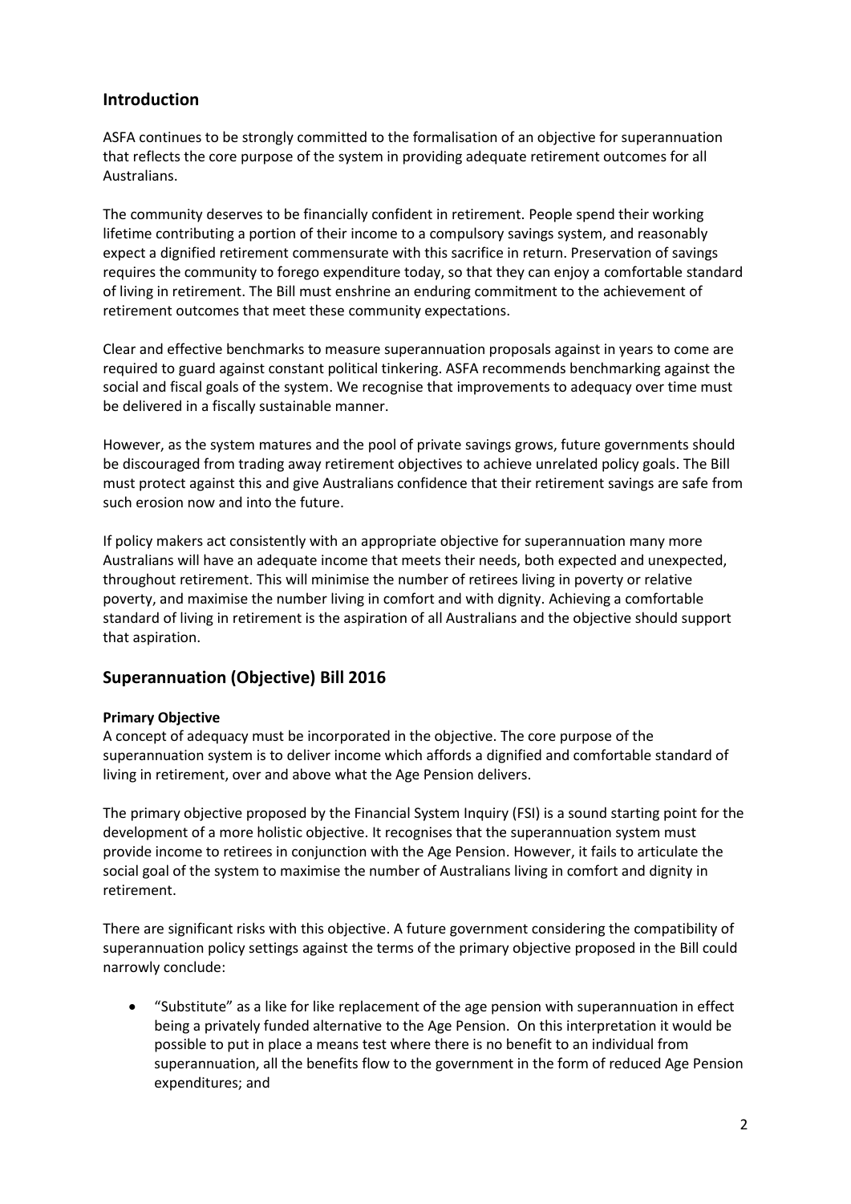## Introduction

ASFA continues to be strongly committed to the formalisation of an objective for superannuation that reflects the core purpose of the system in providing adequate retirement outcomes for all Australians.

The community deserves to be financially confident in retirement. People spend their working lifetime contributing a portion of their income to a compulsory savings system, and reasonably expect a dignified retirement commensurate with this sacrifice in return. Preservation of savings requires the community to forego expenditure today, so that they can enjoy a comfortable standard of living in retirement. The Bill must enshrine an enduring commitment to the achievement of retirement outcomes that meet these community expectations.

Clear and effective benchmarks to measure superannuation proposals against in years to come are required to guard against constant political tinkering. ASFA recommends benchmarking against the social and fiscal goals of the system. We recognise that improvements to adequacy over time must be delivered in a fiscally sustainable manner.

However, as the system matures and the pool of private savings grows, future governments should be discouraged from trading away retirement objectives to achieve unrelated policy goals. The Bill must protect against this and give Australians confidence that their retirement savings are safe from such erosion now and into the future.

If policy makers act consistently with an appropriate objective for superannuation many more Australians will have an adequate income that meets their needs, both expected and unexpected, throughout retirement. This will minimise the number of retirees living in poverty or relative poverty, and maximise the number living in comfort and with dignity. Achieving a comfortable standard of living in retirement is the aspiration of all Australians and the objective should support that aspiration.

## Superannuation (Objective) Bill 2016

### Primary Objective

A concept of adequacy must be incorporated in the objective. The core purpose of the superannuation system is to deliver income which affords a dignified and comfortable standard of living in retirement, over and above what the Age Pension delivers.

The primary objective proposed by the Financial System Inquiry (FSI) is a sound starting point for the development of a more holistic objective. It recognises that the superannuation system must provide income to retirees in conjunction with the Age Pension. However, it fails to articulate the social goal of the system to maximise the number of Australians living in comfort and dignity in retirement.

There are significant risks with this objective. A future government considering the compatibility of superannuation policy settings against the terms of the primary objective proposed in the Bill could narrowly conclude:

- "Substitute" as a like for like replacement of the age pension with superannuation in effect being a privately funded alternative to the Age Pension. On this interpretation it would be possible to put in place a means test where there is no benefit to an individual from superannuation, all the benefits flow to the government in the form of reduced Age Pension expenditures; and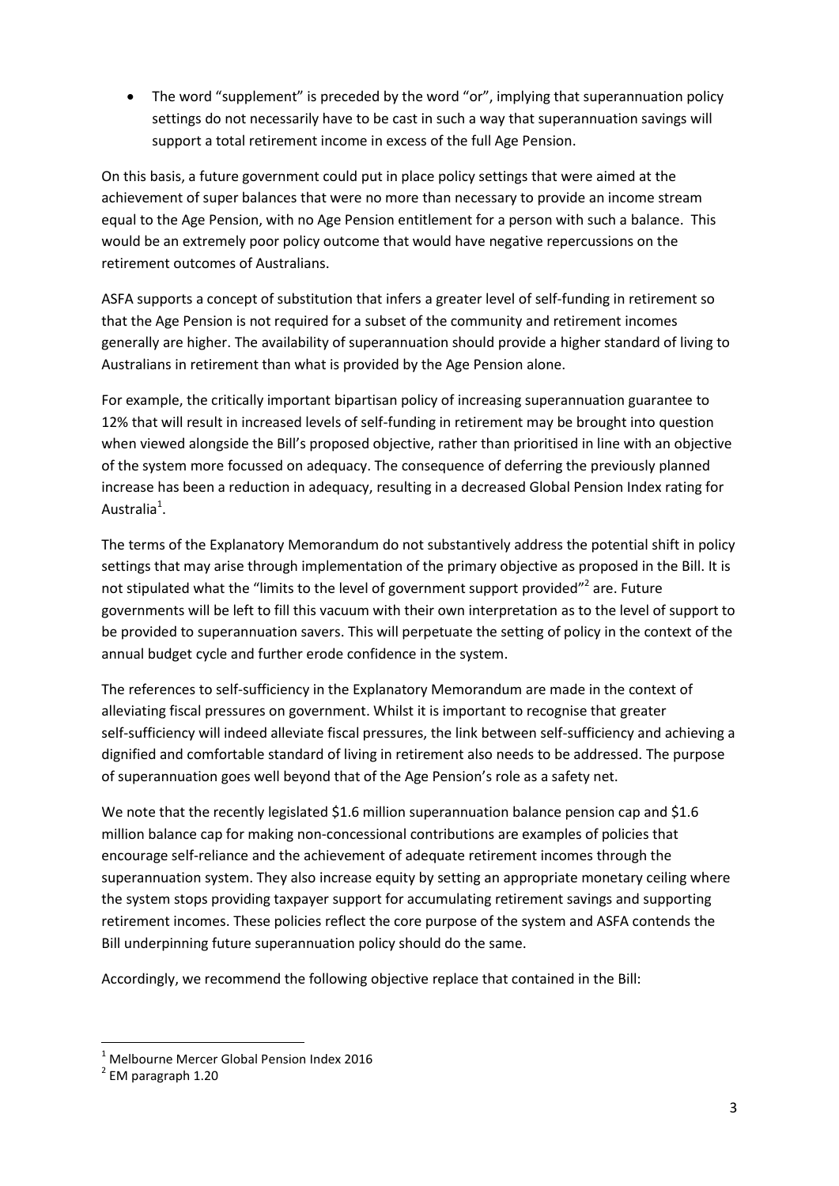- The word "supplement" is preceded by the word "or", implying that superannuation policy settings do not necessarily have to be cast in such a way that superannuation savings will support a total retirement income in excess of the full Age Pension.

On this basis, a future government could put in place policy settings that were aimed at the achievement of super balances that were no more than necessary to provide an income stream equal to the Age Pension, with no Age Pension entitlement for a person with such a balance. This would be an extremely poor policy outcome that would have negative repercussions on the retirement outcomes of Australians.

ASFA supports a concept of substitution that infers a greater level of self-funding in retirement so that the Age Pension is not required for a subset of the community and retirement incomes generally are higher. The availability of superannuation should provide a higher standard of living to Australians in retirement than what is provided by the Age Pension alone.

For example, the critically important bipartisan policy of increasing superannuation guarantee to 12% that will result in increased levels of self-funding in retirement may be brought into question when viewed alongside the Bill's proposed objective, rather than prioritised in line with an objective of the system more focussed on adequacy. The consequence of deferring the previously planned increase has been a reduction in adequacy, resulting in a decreased Global Pension Index rating for Australia[1].

The terms of the Explanatory Memorandum do not substantively address the potential shift in policy settings that may arise through implementation of the primary objective as proposed in the Bill. It is not stipulated what the "limits to the level of government support provided"[2] are. Future governments will be left to fill this vacuum with their own interpretation as to the level of support to be provided to superannuation savers. This will perpetuate the setting of policy in the context of the annual budget cycle and further erode confidence in the system.

The references to self-sufficiency in the Explanatory Memorandum are made in the context of alleviating fiscal pressures on government. Whilst it is important to recognise that greater self-sufficiency will indeed alleviate fiscal pressures, the link between self-sufficiency and achieving a dignified and comfortable standard of living in retirement also needs to be addressed. The purpose of superannuation goes well beyond that of the Age Pension's role as a safety net.

We note that the recently legislated $1.6 million superannuation balance pension cap and $1.6 million balance cap for making non-concessional contributions are examples of policies that encourage self-reliance and the achievement of adequate retirement incomes through the superannuation system. They also increase equity by setting an appropriate monetary ceiling where the system stops providing taxpayer support for accumulating retirement savings and supporting retirement incomes. These policies reflect the core purpose of the system and ASFA contends the Bill underpinning future superannuation policy should do the same.

Accordingly, we recommend the following objective replace that contained in the Bill:

---

[1] Melbourne Mercer Global Pension Index 2016

[2] EM paragraph 1.20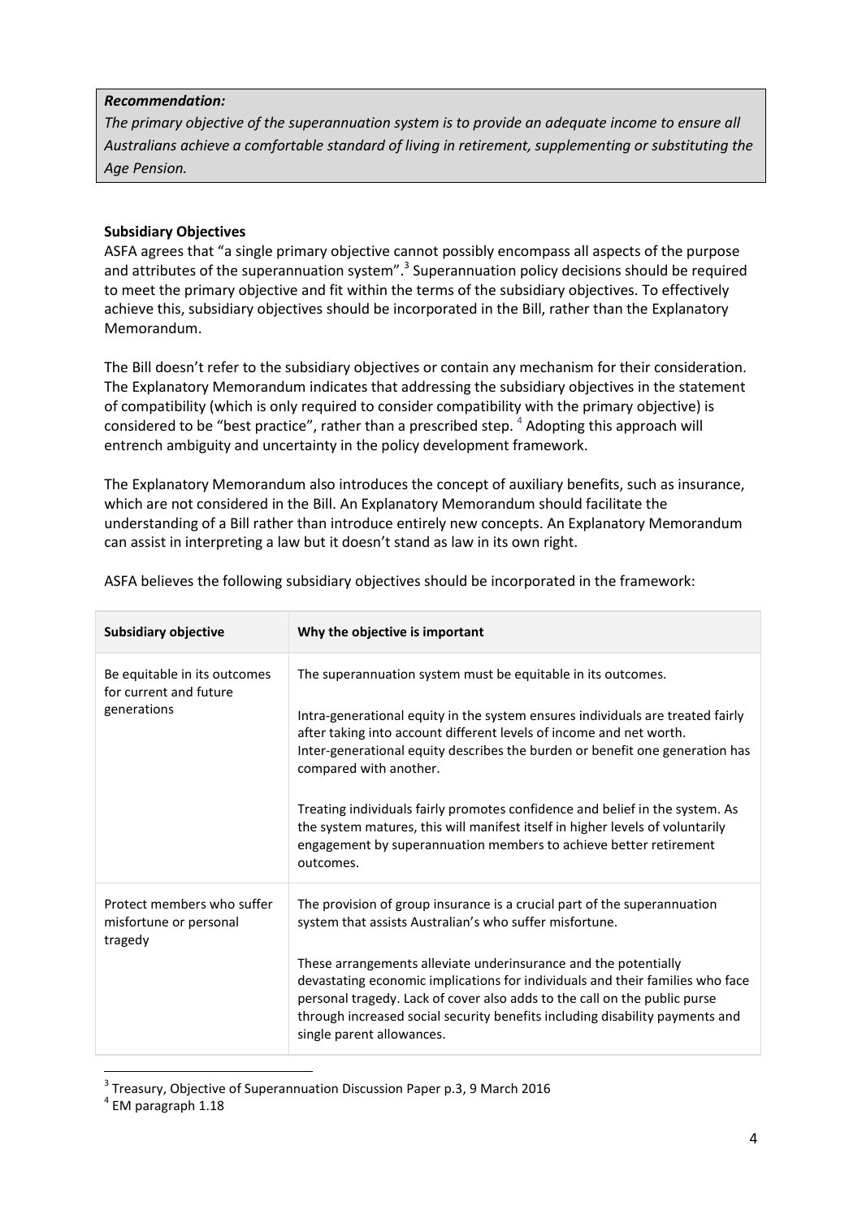***Recommendation:***

*The primary objective of the superannuation system is to provide an adequate income to ensure all Australians achieve a comfortable standard of living in retirement, supplementing or substituting the Age Pension.*

**Subsidiary Objectives**

ASFA agrees that "a single primary objective cannot possibly encompass all aspects of the purpose and attributes of the superannuation system".[3] Superannuation policy decisions should be required to meet the primary objective and fit within the terms of the subsidiary objectives. To effectively achieve this, subsidiary objectives should be incorporated in the Bill, rather than the Explanatory Memorandum.

The Bill doesn't refer to the subsidiary objectives or contain any mechanism for their consideration. The Explanatory Memorandum indicates that addressing the subsidiary objectives in the statement of compatibility (which is only required to consider compatibility with the primary objective) is considered to be "best practice", rather than a prescribed step.[4] Adopting this approach will entrench ambiguity and uncertainty in the policy development framework.

The Explanatory Memorandum also introduces the concept of auxiliary benefits, such as insurance, which are not considered in the Bill. An Explanatory Memorandum should facilitate the understanding of a Bill rather than introduce entirely new concepts. An Explanatory Memorandum can assist in interpreting a law but it doesn't stand as law in its own right.

ASFA believes the following subsidiary objectives should be incorporated in the framework:

| **Subsidiary objective** | **Why the objective is important** |
|---|---|
| Be equitable in its outcomes for current and future generations | The superannuation system must be equitable in its outcomes.<br><br>Intra-generational equity in the system ensures individuals are treated fairly after taking into account different levels of income and net worth. Inter-generational equity describes the burden or benefit one generation has compared with another.<br><br>Treating individuals fairly promotes confidence and belief in the system. As the system matures, this will manifest itself in higher levels of voluntarily engagement by superannuation members to achieve better retirement outcomes. |
| Protect members who suffer misfortune or personal tragedy | The provision of group insurance is a crucial part of the superannuation system that assists Australian's who suffer misfortune.<br><br>These arrangements alleviate underinsurance and the potentially devastating economic implications for individuals and their families who face personal tragedy. Lack of cover also adds to the call on the public purse through increased social security benefits including disability payments and single parent allowances. |

[3] Treasury, Objective of Superannuation Discussion Paper p.3, 9 March 2016

[4] EM paragraph 1.18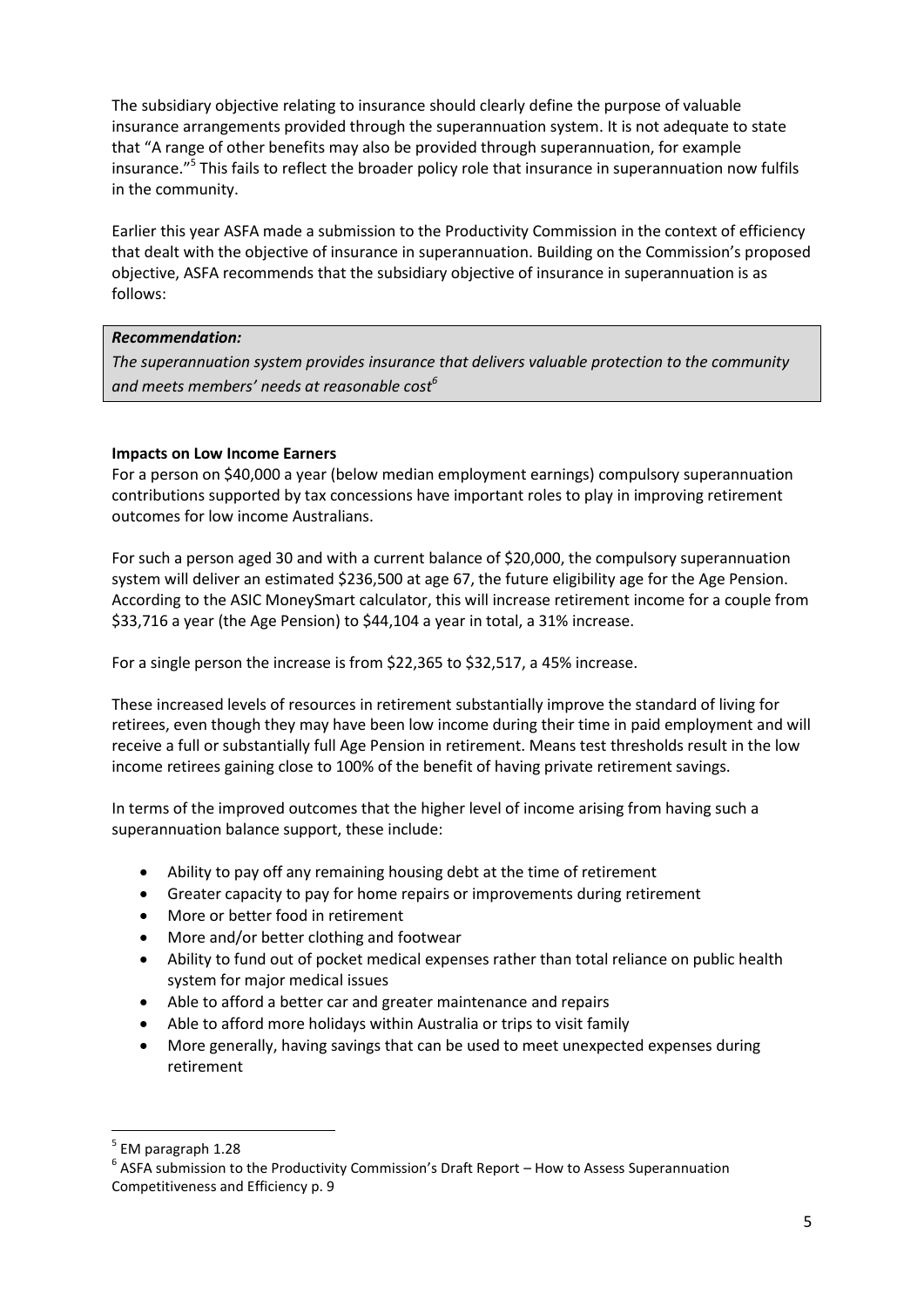The subsidiary objective relating to insurance should clearly define the purpose of valuable insurance arrangements provided through the superannuation system. It is not adequate to state that "A range of other benefits may also be provided through superannuation, for example insurance."[5] This fails to reflect the broader policy role that insurance in superannuation now fulfils in the community.

Earlier this year ASFA made a submission to the Productivity Commission in the context of efficiency that dealt with the objective of insurance in superannuation. Building on the Commission's proposed objective, ASFA recommends that the subsidiary objective of insurance in superannuation is as follows:

> ***Recommendation:***
>
> *The superannuation system provides insurance that delivers valuable protection to the community and meets members' needs at reasonable cost*[6]

**Impacts on Low Income Earners**

For a person on $40,000 a year (below median employment earnings) compulsory superannuation contributions supported by tax concessions have important roles to play in improving retirement outcomes for low income Australians.

For such a person aged 30 and with a current balance of $20,000, the compulsory superannuation system will deliver an estimated $236,500 at age 67, the future eligibility age for the Age Pension. According to the ASIC MoneySmart calculator, this will increase retirement income for a couple from $33,716 a year (the Age Pension) to $44,104 a year in total, a 31% increase.

For a single person the increase is from $22,365 to $32,517, a 45% increase.

These increased levels of resources in retirement substantially improve the standard of living for retirees, even though they may have been low income during their time in paid employment and will receive a full or substantially full Age Pension in retirement. Means test thresholds result in the low income retirees gaining close to 100% of the benefit of having private retirement savings.

In terms of the improved outcomes that the higher level of income arising from having such a superannuation balance support, these include:

- Ability to pay off any remaining housing debt at the time of retirement
- Greater capacity to pay for home repairs or improvements during retirement
- More or better food in retirement
- More and/or better clothing and footwear
- Ability to fund out of pocket medical expenses rather than total reliance on public health system for major medical issues
- Able to afford a better car and greater maintenance and repairs
- Able to afford more holidays within Australia or trips to visit family
- More generally, having savings that can be used to meet unexpected expenses during retirement

---

[5] EM paragraph 1.28

[6] ASFA submission to the Productivity Commission's Draft Report – How to Assess Superannuation Competitiveness and Efficiency p. 9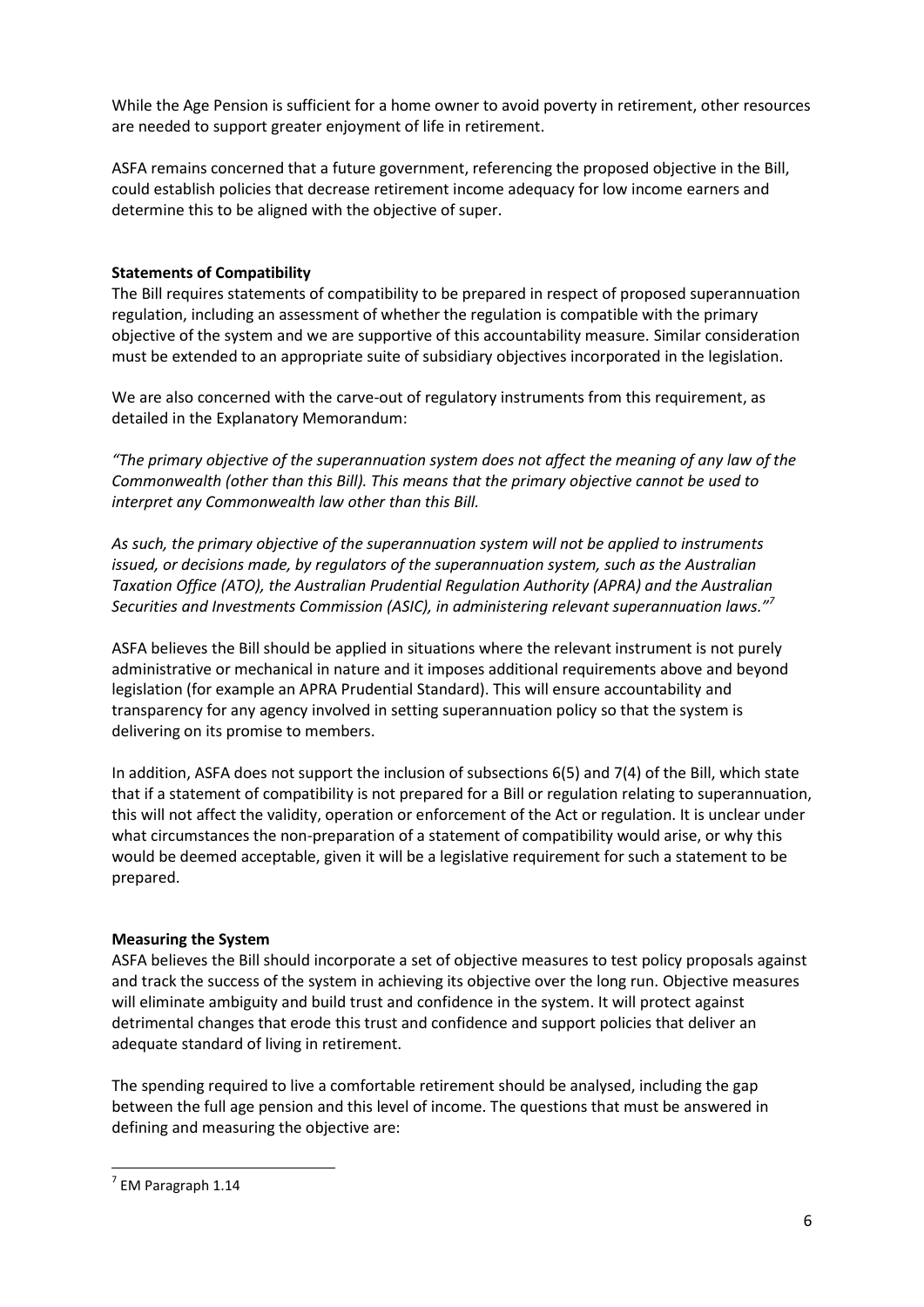While the Age Pension is sufficient for a home owner to avoid poverty in retirement, other resources are needed to support greater enjoyment of life in retirement.

ASFA remains concerned that a future government, referencing the proposed objective in the Bill, could establish policies that decrease retirement income adequacy for low income earners and determine this to be aligned with the objective of super.

**Statements of Compatibility**

The Bill requires statements of compatibility to be prepared in respect of proposed superannuation regulation, including an assessment of whether the regulation is compatible with the primary objective of the system and we are supportive of this accountability measure. Similar consideration must be extended to an appropriate suite of subsidiary objectives incorporated in the legislation.

We are also concerned with the carve-out of regulatory instruments from this requirement, as detailed in the Explanatory Memorandum:

*"The primary objective of the superannuation system does not affect the meaning of any law of the Commonwealth (other than this Bill). This means that the primary objective cannot be used to interpret any Commonwealth law other than this Bill.*

*As such, the primary objective of the superannuation system will not be applied to instruments issued, or decisions made, by regulators of the superannuation system, such as the Australian Taxation Office (ATO), the Australian Prudential Regulation Authority (APRA) and the Australian Securities and Investments Commission (ASIC), in administering relevant superannuation laws."*[7]

ASFA believes the Bill should be applied in situations where the relevant instrument is not purely administrative or mechanical in nature and it imposes additional requirements above and beyond legislation (for example an APRA Prudential Standard). This will ensure accountability and transparency for any agency involved in setting superannuation policy so that the system is delivering on its promise to members.

In addition, ASFA does not support the inclusion of subsections 6(5) and 7(4) of the Bill, which state that if a statement of compatibility is not prepared for a Bill or regulation relating to superannuation, this will not affect the validity, operation or enforcement of the Act or regulation. It is unclear under what circumstances the non-preparation of a statement of compatibility would arise, or why this would be deemed acceptable, given it will be a legislative requirement for such a statement to be prepared.

**Measuring the System**

ASFA believes the Bill should incorporate a set of objective measures to test policy proposals against and track the success of the system in achieving its objective over the long run. Objective measures will eliminate ambiguity and build trust and confidence in the system. It will protect against detrimental changes that erode this trust and confidence and support policies that deliver an adequate standard of living in retirement.

The spending required to live a comfortable retirement should be analysed, including the gap between the full age pension and this level of income. The questions that must be answered in defining and measuring the objective are:

[7] EM Paragraph 1.14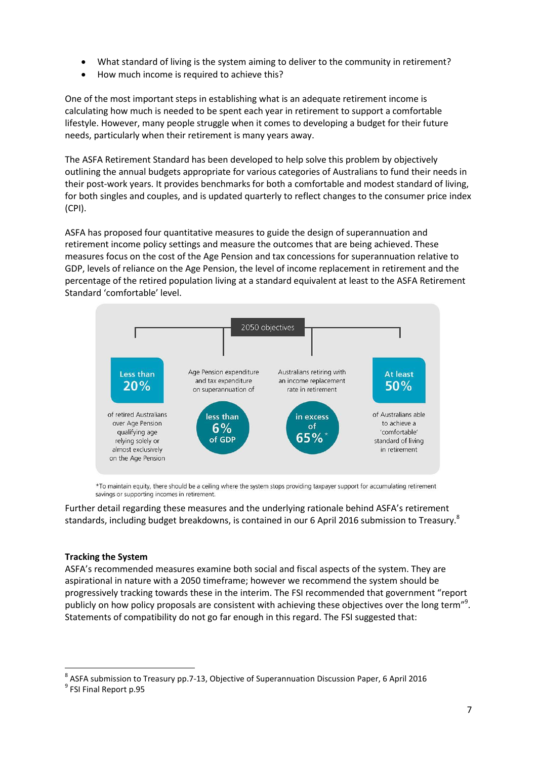- What standard of living is the system aiming to deliver to the community in retirement?
- How much income is required to achieve this?

One of the most important steps in establishing what is an adequate retirement income is calculating how much is needed to be spent each year in retirement to support a comfortable lifestyle. However, many people struggle when it comes to developing a budget for their future needs, particularly when their retirement is many years away.

The ASFA Retirement Standard has been developed to help solve this problem by objectively outlining the annual budgets appropriate for various categories of Australians to fund their needs in their post-work years. It provides benchmarks for both a comfortable and modest standard of living, for both singles and couples, and is updated quarterly to reflect changes to the consumer price index (CPI).

ASFA has proposed four quantitative measures to guide the design of superannuation and retirement income policy settings and measure the outcomes that are being achieved. These measures focus on the cost of the Age Pension and tax concessions for superannuation relative to GDP, levels of reliance on the Age Pension, the level of income replacement in retirement and the percentage of the retired population living at a standard equivalent at least to the ASFA Retirement Standard 'comfortable' level.

**2050 objectives**

- **Less than 20%** of retired Australians over Age Pension qualifying age relying solely or almost exclusively on the Age Pension
- Age Pension expenditure and tax expenditure on superannuation of **less than 6% of GDP**
- Australians retiring with an income replacement rate in retirement **in excess of 65%\***
- **At least 50%** of Australians able to achieve a 'comfortable' standard of living in retirement

\*To maintain equity, there should be a ceiling where the system stops providing taxpayer support for accumulating retirement savings or supporting incomes in retirement.

Further detail regarding these measures and the underlying rationale behind ASFA's retirement standards, including budget breakdowns, is contained in our 6 April 2016 submission to Treasury.[8]

**Tracking the System**

ASFA's recommended measures examine both social and fiscal aspects of the system. They are aspirational in nature with a 2050 timeframe; however we recommend the system should be progressively tracking towards these in the interim. The FSI recommended that government "report publicly on how policy proposals are consistent with achieving these objectives over the long term"[9]. Statements of compatibility do not go far enough in this regard. The FSI suggested that:

---

[8] ASFA submission to Treasury pp.7-13, Objective of Superannuation Discussion Paper, 6 April 2016

[9] FSI Final Report p.95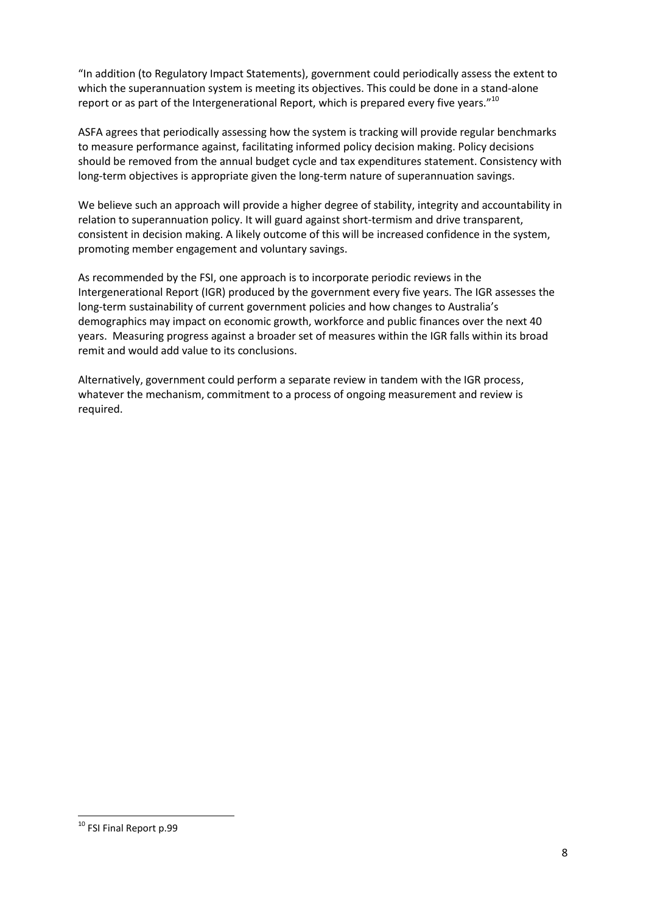"In addition (to Regulatory Impact Statements), government could periodically assess the extent to which the superannuation system is meeting its objectives. This could be done in a stand-alone report or as part of the Intergenerational Report, which is prepared every five years."[10]

ASFA agrees that periodically assessing how the system is tracking will provide regular benchmarks to measure performance against, facilitating informed policy decision making. Policy decisions should be removed from the annual budget cycle and tax expenditures statement. Consistency with long-term objectives is appropriate given the long-term nature of superannuation savings.

We believe such an approach will provide a higher degree of stability, integrity and accountability in relation to superannuation policy. It will guard against short-termism and drive transparent, consistent in decision making. A likely outcome of this will be increased confidence in the system, promoting member engagement and voluntary savings.

As recommended by the FSI, one approach is to incorporate periodic reviews in the Intergenerational Report (IGR) produced by the government every five years. The IGR assesses the long-term sustainability of current government policies and how changes to Australia's demographics may impact on economic growth, workforce and public finances over the next 40 years. Measuring progress against a broader set of measures within the IGR falls within its broad remit and would add value to its conclusions.

Alternatively, government could perform a separate review in tandem with the IGR process, whatever the mechanism, commitment to a process of ongoing measurement and review is required.

[10] FSI Final Report p.99